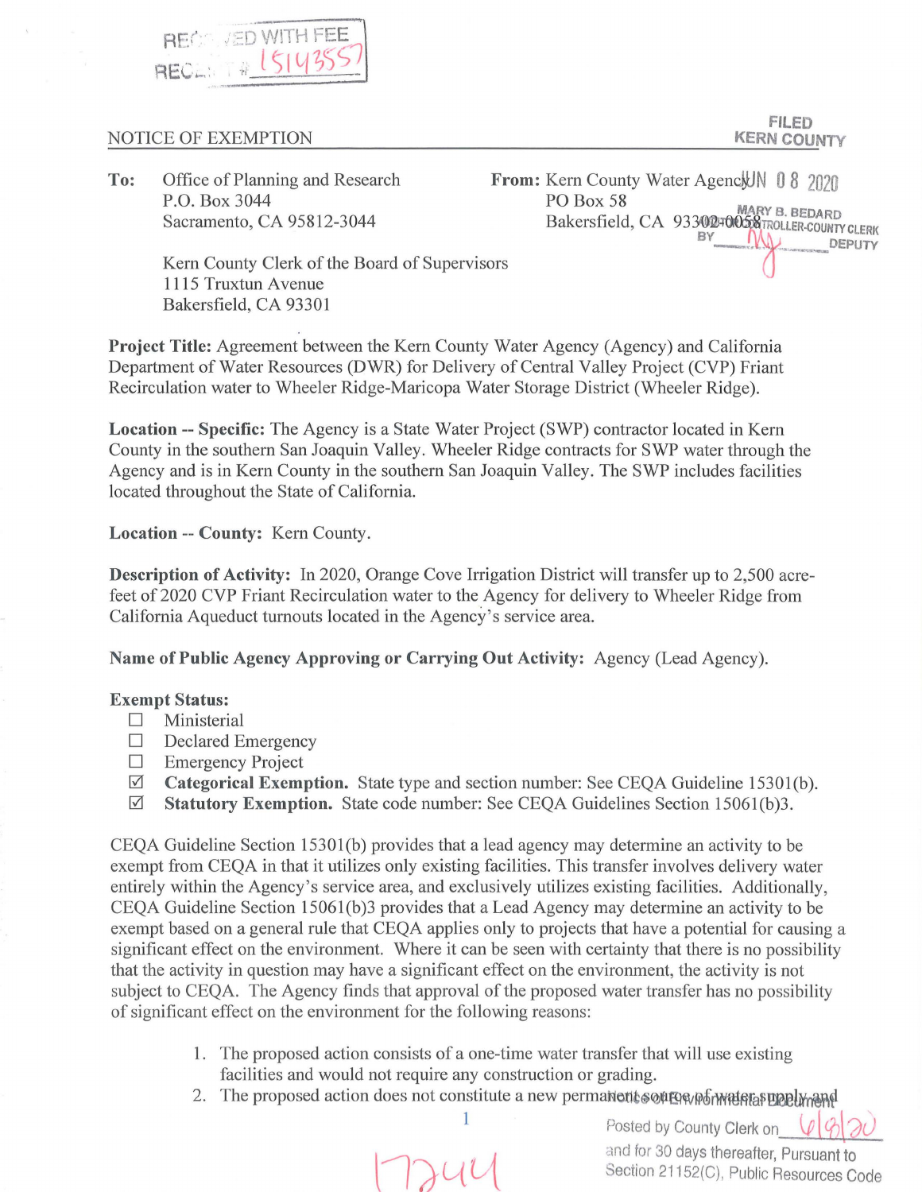RECEIVED WITH FEE
RECEIPT # 15143557

NOTICE OF EXEMPTION

FILED
KERN COUNTY
JUN 08 2020
MARY B. BEDARD
AUDITOR-CONTROLLER-COUNTY CLERK
BY ______ DEPUTY

**To:** Office of Planning and Research
P.O. Box 3044
Sacramento, CA 95812-3044

Kern County Clerk of the Board of Supervisors
1115 Truxtun Avenue
Bakersfield, CA 93301

**From:** Kern County Water Agency
PO Box 58
Bakersfield, CA 93302-0058

**Project Title:** Agreement between the Kern County Water Agency (Agency) and California Department of Water Resources (DWR) for Delivery of Central Valley Project (CVP) Friant Recirculation water to Wheeler Ridge-Maricopa Water Storage District (Wheeler Ridge).

**Location -- Specific:** The Agency is a State Water Project (SWP) contractor located in Kern County in the southern San Joaquin Valley. Wheeler Ridge contracts for SWP water through the Agency and is in Kern County in the southern San Joaquin Valley. The SWP includes facilities located throughout the State of California.

**Location -- County:** Kern County.

**Description of Activity:** In 2020, Orange Cove Irrigation District will transfer up to 2,500 acre-feet of 2020 CVP Friant Recirculation water to the Agency for delivery to Wheeler Ridge from California Aqueduct turnouts located in the Agency's service area.

**Name of Public Agency Approving or Carrying Out Activity:** Agency (Lead Agency).

**Exempt Status:**

- ☐ Ministerial
- ☐ Declared Emergency
- ☐ Emergency Project
- ☑ **Categorical Exemption.** State type and section number: See CEQA Guideline 15301(b).
- ☑ **Statutory Exemption.** State code number: See CEQA Guidelines Section 15061(b)3.

CEQA Guideline Section 15301(b) provides that a lead agency may determine an activity to be exempt from CEQA in that it utilizes only existing facilities. This transfer involves delivery water entirely within the Agency's service area, and exclusively utilizes existing facilities. Additionally, CEQA Guideline Section 15061(b)3 provides that a Lead Agency may determine an activity to be exempt based on a general rule that CEQA applies only to projects that have a potential for causing a significant effect on the environment. Where it can be seen with certainty that there is no possibility that the activity in question may have a significant effect on the environment, the activity is not subject to CEQA. The Agency finds that approval of the proposed water transfer has no possibility of significant effect on the environment for the following reasons:

1. The proposed action consists of a one-time water transfer that will use existing facilities and would not require any construction or grading.
2. The proposed action does not constitute a new permanent source of water supply and

Environmental Document
Posted by County Clerk on 6/8/20
and for 30 days thereafter, Pursuant to Section 21152(C), Public Resources Code

17244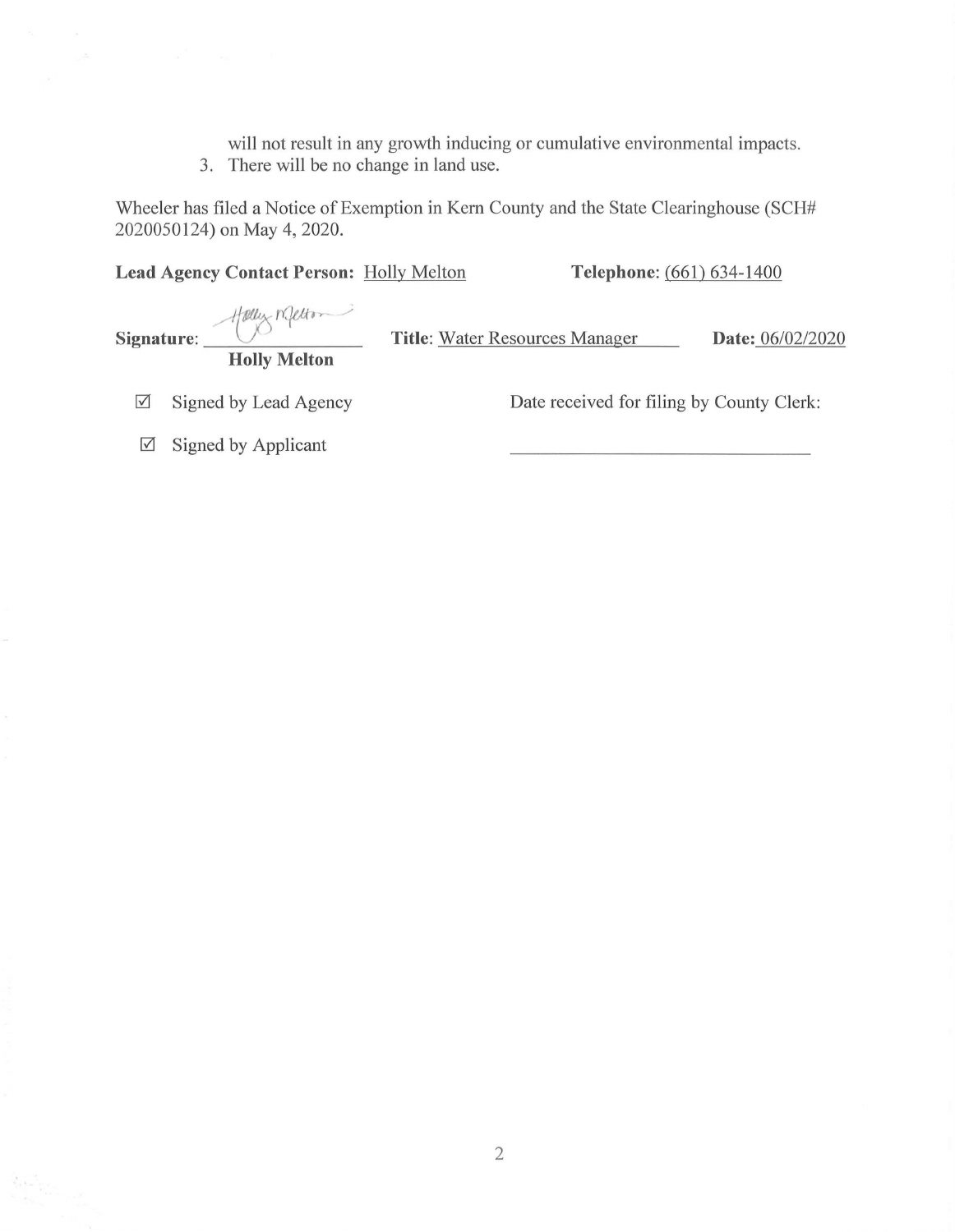will not result in any growth inducing or cumulative environmental impacts.

3. There will be no change in land use.

Wheeler has filed a Notice of Exemption in Kern County and the State Clearinghouse (SCH# 2020050124) on May 4, 2020.

**Lead Agency Contact Person:** Holly Melton **Telephone:** (661) 634-1400

**Signature:** ____________________ **Title:** Water Resources Manager **Date:** 06/02/2020
**Holly Melton**

☑ Signed by Lead Agency

☑ Signed by Applicant

Date received for filing by County Clerk:

______________________________